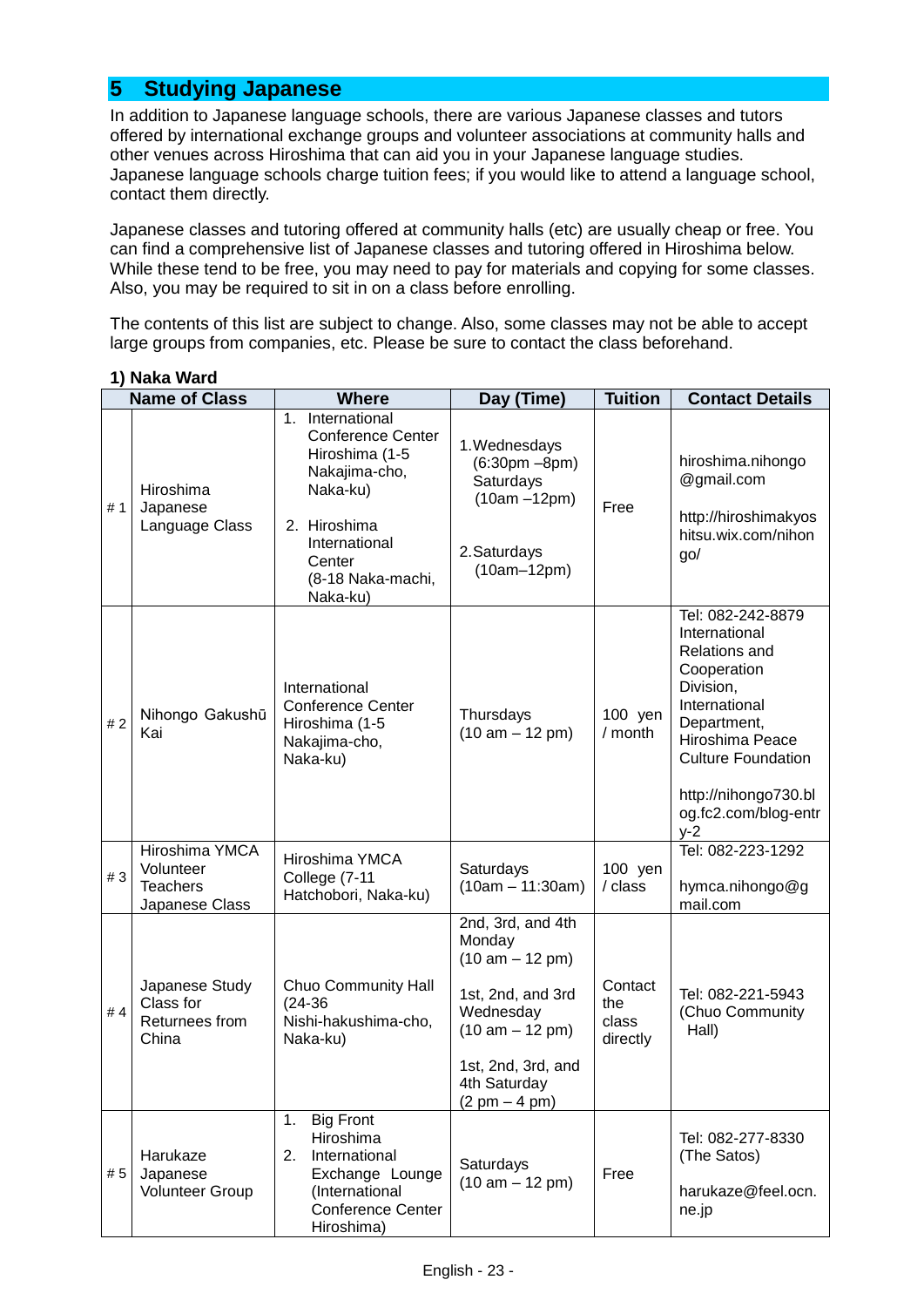## 5 Studying Japanese

In addition to Japanese language schools, there are various Japanese classes and tutors offered by international exchange groups and volunteer associations at community halls and other venues across Hiroshima that can aid you in your Japanese language studies. Japanese language schools charge tuition fees; if you would like to attend a language school, contact them directly.

Japanese classes and tutoring offered at community halls (etc) are usually cheap or free. You can find a comprehensive list of Japanese classes and tutoring offered in Hiroshima below. While these tend to be free, you may need to pay for materials and copying for some classes. Also, you may be required to sit in on a class before enrolling.

The contents of this list are subject to change. Also, some classes may not be able to accept large groups from companies, etc. Please be sure to contact the class beforehand.

**1) Naka Ward**

| | Name of Class | Where | Day (Time) | Tuition | Contact Details |
|---|---|---|---|---|---|
| # 1 | Hiroshima Japanese Language Class | 1. International Conference Center Hiroshima (1-5 Nakajima-cho, Naka-ku)<br>2. Hiroshima International Center (8-18 Naka-machi, Naka-ku) | 1. Wednesdays (6:30pm –8pm) Saturdays (10am –12pm)<br>2. Saturdays (10am–12pm) | Free | hiroshima.nihongo@gmail.com<br>http://hiroshimakyoshitsu.wix.com/nihongo/ |
| # 2 | Nihongo Gakushū Kai | International Conference Center Hiroshima (1-5 Nakajima-cho, Naka-ku) | Thursdays (10 am – 12 pm) | 100 yen / month | Tel: 082-242-8879 International Relations and Cooperation Division, International Department, Hiroshima Peace Culture Foundation<br>http://nihongo730.blog.fc2.com/blog-entry-2 |
| # 3 | Hiroshima YMCA Volunteer Teachers Japanese Class | Hiroshima YMCA College (7-11 Hatchobori, Naka-ku) | Saturdays (10am – 11:30am) | 100 yen / class | Tel: 082-223-1292<br>hymca.nihongo@gmail.com |
| # 4 | Japanese Study Class for Returnees from China | Chuo Community Hall (24-36 Nishi-hakushima-cho, Naka-ku) | 2nd, 3rd, and 4th Monday (10 am – 12 pm)<br>1st, 2nd, and 3rd Wednesday (10 am – 12 pm)<br>1st, 2nd, 3rd, and 4th Saturday (2 pm – 4 pm) | Contact the class directly | Tel: 082-221-5943 (Chuo Community Hall) |
| # 5 | Harukaze Japanese Volunteer Group | 1. Big Front Hiroshima<br>2. International Exchange Lounge (International Conference Center Hiroshima) | Saturdays (10 am – 12 pm) | Free | Tel: 082-277-8330 (The Satos)<br>harukaze@feel.ocn.ne.jp |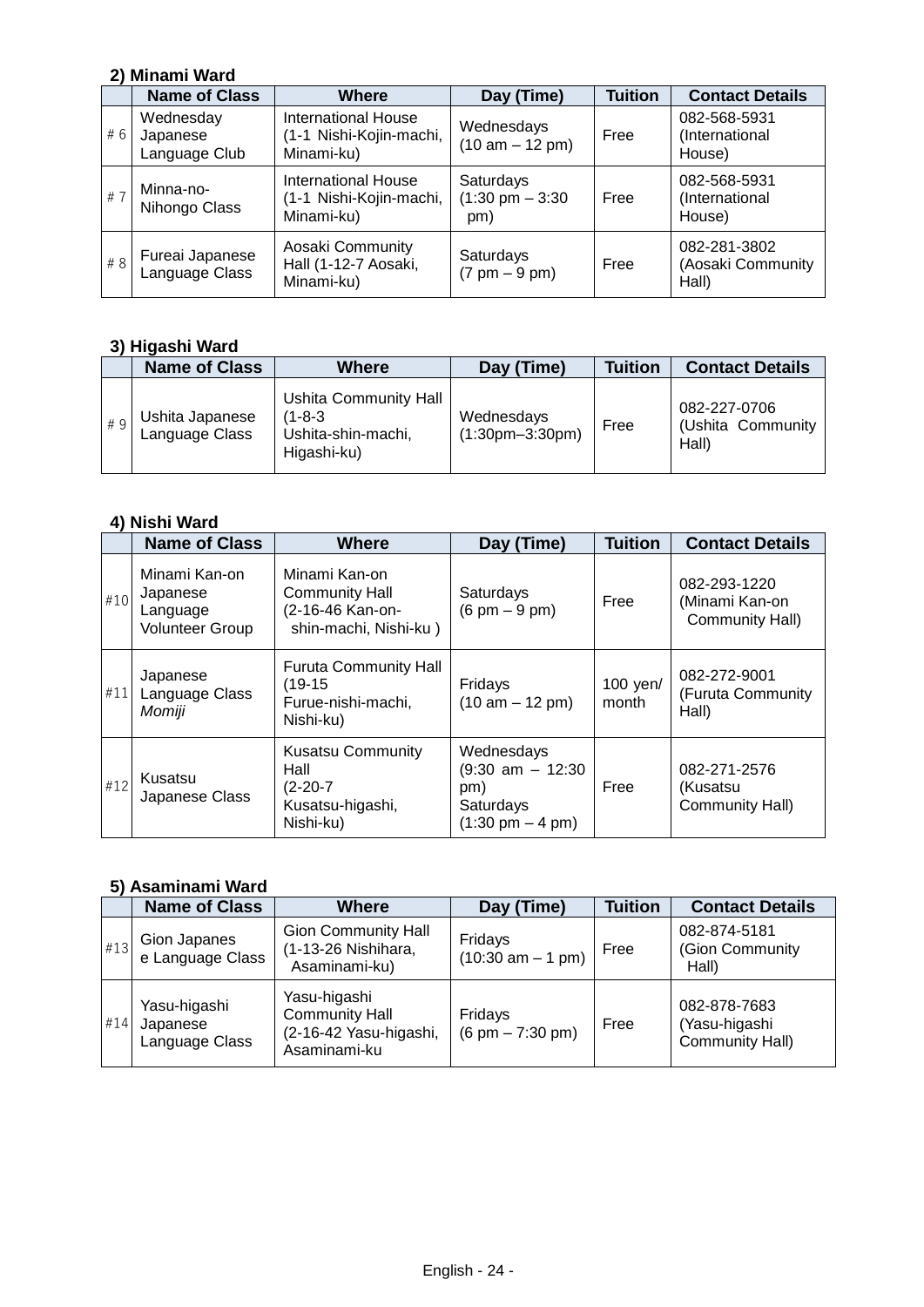#### 2) Minami Ward

| | Name of Class | Where | Day (Time) | Tuition | Contact Details |
|---|---|---|---|---|---|
| # 6 | Wednesday Japanese Language Club | International House (1-1 Nishi-Kojin-machi, Minami-ku) | Wednesdays (10 am – 12 pm) | Free | 082-568-5931 (International House) |
| # 7 | Minna-no-Nihongo Class | International House (1-1 Nishi-Kojin-machi, Minami-ku) | Saturdays (1:30 pm – 3:30 pm) | Free | 082-568-5931 (International House) |
| # 8 | Fureai Japanese Language Class | Aosaki Community Hall (1-12-7 Aosaki, Minami-ku) | Saturdays (7 pm – 9 pm) | Free | 082-281-3802 (Aosaki Community Hall) |

#### 3) Higashi Ward

| | Name of Class | Where | Day (Time) | Tuition | Contact Details |
|---|---|---|---|---|---|
| # 9 | Ushita Japanese Language Class | Ushita Community Hall (1-8-3 Ushita-shin-machi, Higashi-ku) | Wednesdays (1:30pm–3:30pm) | Free | 082-227-0706 (Ushita Community Hall) |

#### 4) Nishi Ward

| | Name of Class | Where | Day (Time) | Tuition | Contact Details |
|---|---|---|---|---|---|
| #10 | Minami Kan-on Japanese Language Volunteer Group | Minami Kan-on Community Hall (2-16-46 Kan-on-shin-machi, Nishi-ku ) | Saturdays (6 pm – 9 pm) | Free | 082-293-1220 (Minami Kan-on Community Hall) |
| #11 | Japanese Language Class *Momiji* | Furuta Community Hall (19-15 Furue-nishi-machi, Nishi-ku) | Fridays (10 am – 12 pm) | 100 yen/ month | 082-272-9001 (Furuta Community Hall) |
| #12 | Kusatsu Japanese Class | Kusatsu Community Hall (2-20-7 Kusatsu-higashi, Nishi-ku) | Wednesdays (9:30 am – 12:30 pm) Saturdays (1:30 pm – 4 pm) | Free | 082-271-2576 (Kusatsu Community Hall) |

#### 5) Asaminami Ward

| | Name of Class | Where | Day (Time) | Tuition | Contact Details |
|---|---|---|---|---|---|
| #13 | Gion Japanese Language Class | Gion Community Hall (1-13-26 Nishihara, Asaminami-ku) | Fridays (10:30 am – 1 pm) | Free | 082-874-5181 (Gion Community Hall) |
| #14 | Yasu-higashi Japanese Language Class | Yasu-higashi Community Hall (2-16-42 Yasu-higashi, Asaminami-ku | Fridays (6 pm – 7:30 pm) | Free | 082-878-7683 (Yasu-higashi Community Hall) |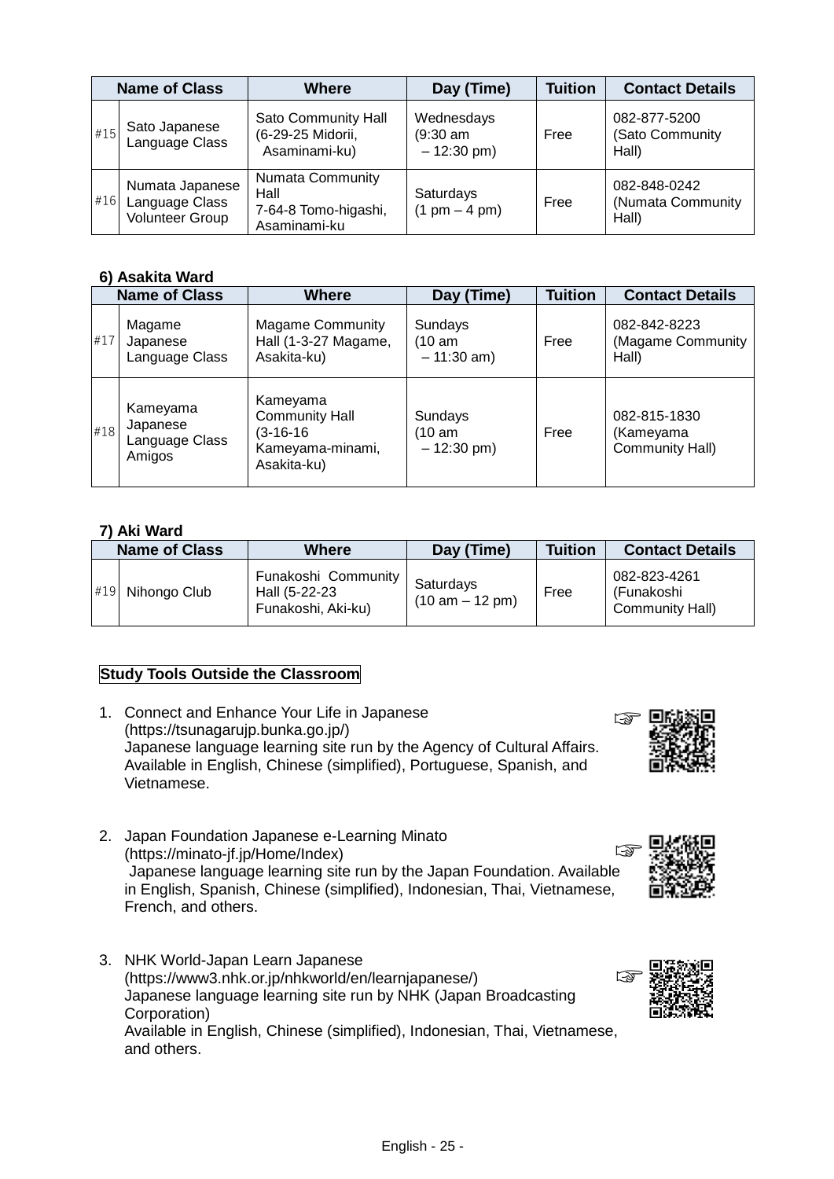| Name of Class | | Where | Day (Time) | Tuition | Contact Details |
|---|---|---|---|---|---|
| #15 | Sato Japanese Language Class | Sato Community Hall (6-29-25 Midorii, Asaminami-ku) | Wednesdays (9:30 am – 12:30 pm) | Free | 082-877-5200 (Sato Community Hall) |
| #16 | Numata Japanese Language Class Volunteer Group | Numata Community Hall 7-64-8 Tomo-higashi, Asaminami-ku | Saturdays (1 pm – 4 pm) | Free | 082-848-0242 (Numata Community Hall) |

**6) Asakita Ward**

| Name of Class | | Where | Day (Time) | Tuition | Contact Details |
|---|---|---|---|---|---|
| #17 | Magame Japanese Language Class | Magame Community Hall (1-3-27 Magame, Asakita-ku) | Sundays (10 am – 11:30 am) | Free | 082-842-8223 (Magame Community Hall) |
| #18 | Kameyama Japanese Language Class Amigos | Kameyama Community Hall (3-16-16 Kameyama-minami, Asakita-ku) | Sundays (10 am – 12:30 pm) | Free | 082-815-1830 (Kameyama Community Hall) |

**7) Aki Ward**

| Name of Class | | Where | Day (Time) | Tuition | Contact Details |
|---|---|---|---|---|---|
| #19 | Nihongo Club | Funakoshi Community Hall (5-22-23 Funakoshi, Aki-ku) | Saturdays (10 am – 12 pm) | Free | 082-823-4261 (Funakoshi Community Hall) |

**Study Tools Outside the Classroom**

1. Connect and Enhance Your Life in Japanese (https://tsunagarujp.bunka.go.jp/)
   Japanese language learning site run by the Agency of Cultural Affairs. Available in English, Chinese (simplified), Portuguese, Spanish, and Vietnamese.

2. Japan Foundation Japanese e-Learning Minato (https://minato-jf.jp/Home/Index)
   Japanese language learning site run by the Japan Foundation. Available in English, Spanish, Chinese (simplified), Indonesian, Thai, Vietnamese, French, and others.

3. NHK World-Japan Learn Japanese (https://www3.nhk.or.jp/nhkworld/en/learnjapanese/)
   Japanese language learning site run by NHK (Japan Broadcasting Corporation)
   Available in English, Chinese (simplified), Indonesian, Thai, Vietnamese, and others.